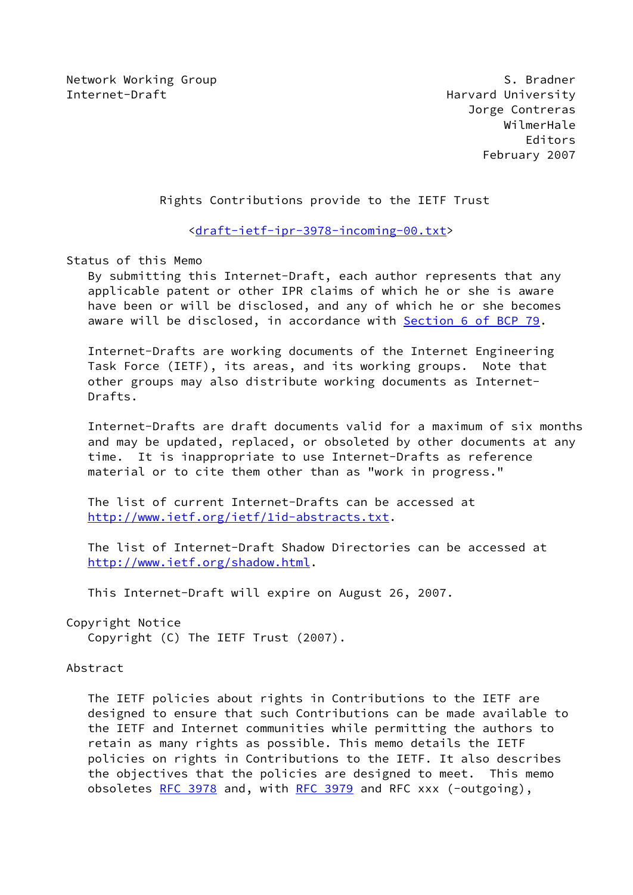Network Working Group S. Bradner
Internet-Draft Harvard University
Jorge Contreras
WilmerHale
Editors
February 2007

# Rights Contributions provide to the IETF Trust

<draft-ietf-ipr-3978-incoming-00.txt>

## Status of this Memo

By submitting this Internet-Draft, each author represents that any applicable patent or other IPR claims of which he or she is aware have been or will be disclosed, and any of which he or she becomes aware will be disclosed, in accordance with Section 6 of BCP 79.

Internet-Drafts are working documents of the Internet Engineering Task Force (IETF), its areas, and its working groups. Note that other groups may also distribute working documents as Internet-Drafts.

Internet-Drafts are draft documents valid for a maximum of six months and may be updated, replaced, or obsoleted by other documents at any time. It is inappropriate to use Internet-Drafts as reference material or to cite them other than as "work in progress."

The list of current Internet-Drafts can be accessed at http://www.ietf.org/ietf/1id-abstracts.txt.

The list of Internet-Draft Shadow Directories can be accessed at http://www.ietf.org/shadow.html.

This Internet-Draft will expire on August 26, 2007.

## Copyright Notice

Copyright (C) The IETF Trust (2007).

## Abstract

The IETF policies about rights in Contributions to the IETF are designed to ensure that such Contributions can be made available to the IETF and Internet communities while permitting the authors to retain as many rights as possible. This memo details the IETF policies on rights in Contributions to the IETF. It also describes the objectives that the policies are designed to meet. This memo obsoletes RFC 3978 and, with RFC 3979 and RFC xxx (-outgoing),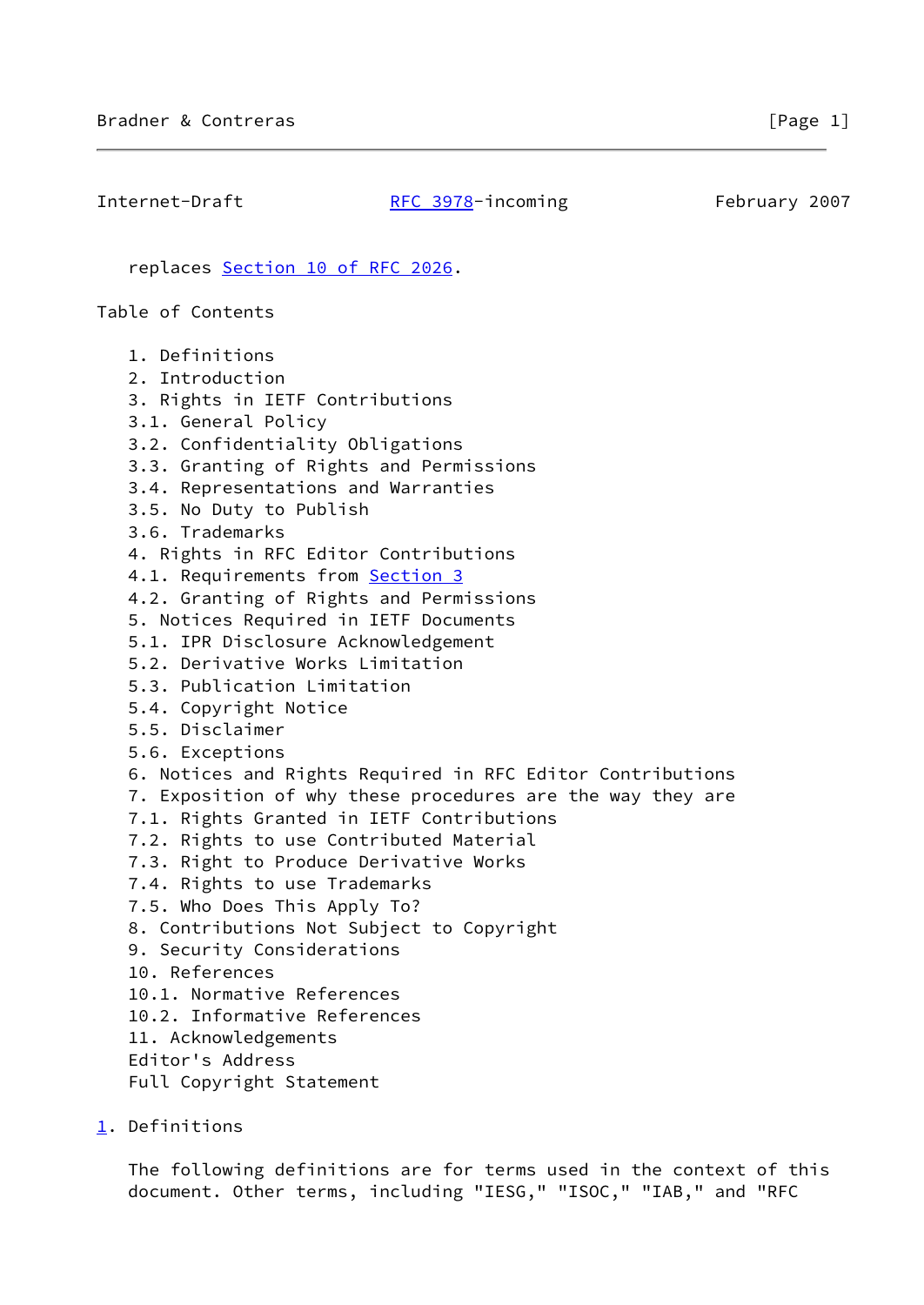replaces Section 10 of RFC 2026.

Table of Contents

1. Definitions
2. Introduction
3. Rights in IETF Contributions
3.1. General Policy
3.2. Confidentiality Obligations
3.3. Granting of Rights and Permissions
3.4. Representations and Warranties
3.5. No Duty to Publish
3.6. Trademarks
4. Rights in RFC Editor Contributions
4.1. Requirements from Section 3
4.2. Granting of Rights and Permissions
5. Notices Required in IETF Documents
5.1. IPR Disclosure Acknowledgement
5.2. Derivative Works Limitation
5.3. Publication Limitation
5.4. Copyright Notice
5.5. Disclaimer
5.6. Exceptions
6. Notices and Rights Required in RFC Editor Contributions
7. Exposition of why these procedures are the way they are
7.1. Rights Granted in IETF Contributions
7.2. Rights to use Contributed Material
7.3. Right to Produce Derivative Works
7.4. Rights to use Trademarks
7.5. Who Does This Apply To?
8. Contributions Not Subject to Copyright
9. Security Considerations
10. References
10.1. Normative References
10.2. Informative References
11. Acknowledgements
Editor's Address
Full Copyright Statement

## 1. Definitions

The following definitions are for terms used in the context of this document. Other terms, including "IESG," "ISOC," "IAB," and "RFC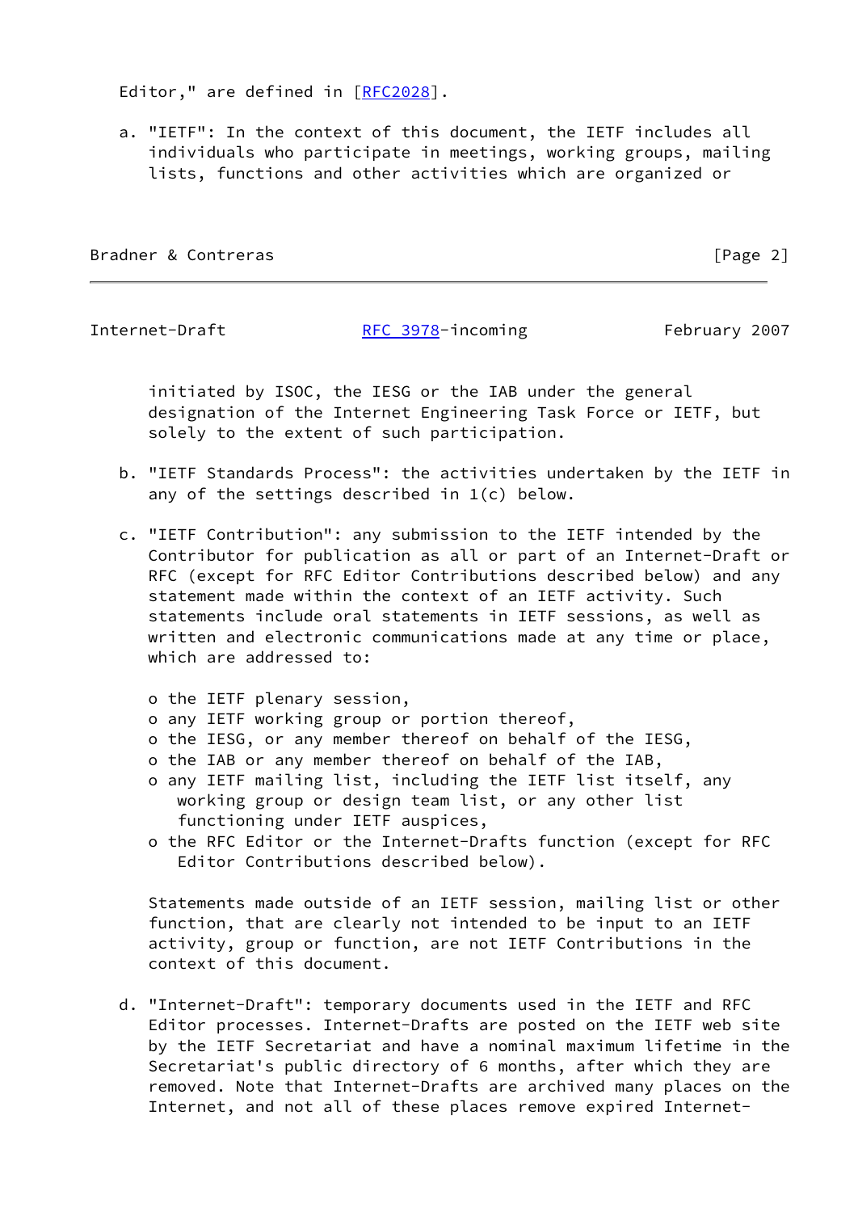Editor," are defined in [RFC2028].

a. "IETF": In the context of this document, the IETF includes all individuals who participate in meetings, working groups, mailing lists, functions and other activities which are organized or initiated by ISOC, the IESG or the IAB under the general designation of the Internet Engineering Task Force or IETF, but solely to the extent of such participation.

b. "IETF Standards Process": the activities undertaken by the IETF in any of the settings described in 1(c) below.

c. "IETF Contribution": any submission to the IETF intended by the Contributor for publication as all or part of an Internet-Draft or RFC (except for RFC Editor Contributions described below) and any statement made within the context of an IETF activity. Such statements include oral statements in IETF sessions, as well as written and electronic communications made at any time or place, which are addressed to:

   - the IETF plenary session,
   - any IETF working group or portion thereof,
   - the IESG, or any member thereof on behalf of the IESG,
   - the IAB or any member thereof on behalf of the IAB,
   - any IETF mailing list, including the IETF list itself, any working group or design team list, or any other list functioning under IETF auspices,
   - the RFC Editor or the Internet-Drafts function (except for RFC Editor Contributions described below).

   Statements made outside of an IETF session, mailing list or other function, that are clearly not intended to be input to an IETF activity, group or function, are not IETF Contributions in the context of this document.

d. "Internet-Draft": temporary documents used in the IETF and RFC Editor processes. Internet-Drafts are posted on the IETF web site by the IETF Secretariat and have a nominal maximum lifetime in the Secretariat's public directory of 6 months, after which they are removed. Note that Internet-Drafts are archived many places on the Internet, and not all of these places remove expired Internet-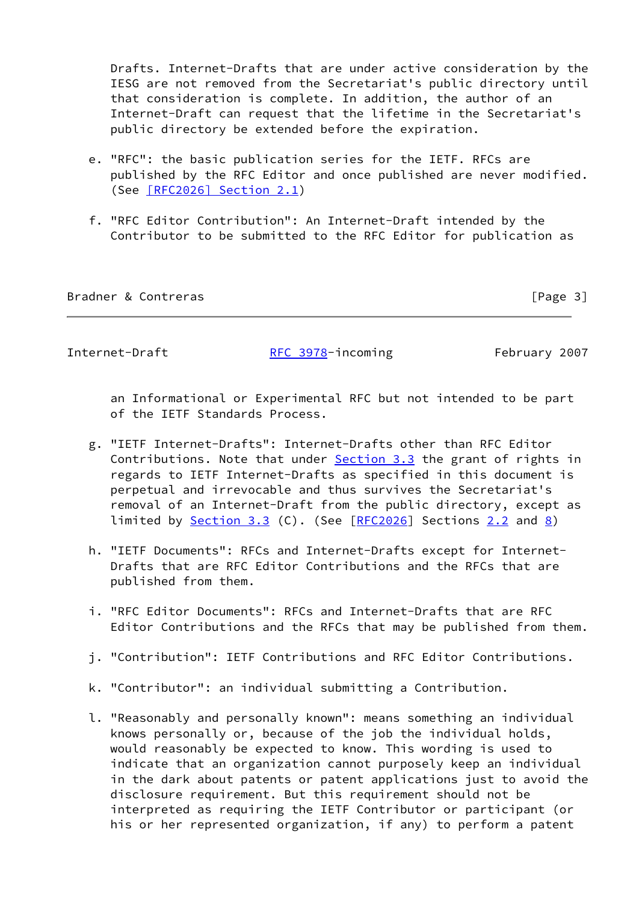Drafts. Internet-Drafts that are under active consideration by the IESG are not removed from the Secretariat's public directory until that consideration is complete. In addition, the author of an Internet-Draft can request that the lifetime in the Secretariat's public directory be extended before the expiration.

e. "RFC": the basic publication series for the IETF. RFCs are published by the RFC Editor and once published are never modified. (See [RFC2026] Section 2.1)

f. "RFC Editor Contribution": An Internet-Draft intended by the Contributor to be submitted to the RFC Editor for publication as an Informational or Experimental RFC but not intended to be part of the IETF Standards Process.

g. "IETF Internet-Drafts": Internet-Drafts other than RFC Editor Contributions. Note that under Section 3.3 the grant of rights in regards to IETF Internet-Drafts as specified in this document is perpetual and irrevocable and thus survives the Secretariat's removal of an Internet-Draft from the public directory, except as limited by Section 3.3 (C). (See [RFC2026] Sections 2.2 and 8)

h. "IETF Documents": RFCs and Internet-Drafts except for Internet-Drafts that are RFC Editor Contributions and the RFCs that are published from them.

i. "RFC Editor Documents": RFCs and Internet-Drafts that are RFC Editor Contributions and the RFCs that may be published from them.

j. "Contribution": IETF Contributions and RFC Editor Contributions.

k. "Contributor": an individual submitting a Contribution.

l. "Reasonably and personally known": means something an individual knows personally or, because of the job the individual holds, would reasonably be expected to know. This wording is used to indicate that an organization cannot purposely keep an individual in the dark about patents or patent applications just to avoid the disclosure requirement. But this requirement should not be interpreted as requiring the IETF Contributor or participant (or his or her represented organization, if any) to perform a patent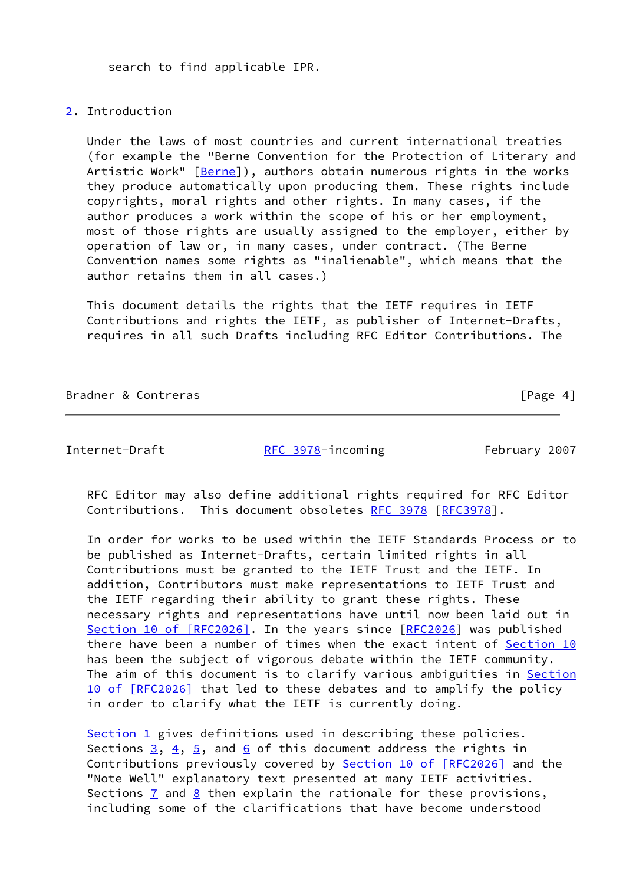search to find applicable IPR.

## 2. Introduction

Under the laws of most countries and current international treaties (for example the "Berne Convention for the Protection of Literary and Artistic Work" [Berne]), authors obtain numerous rights in the works they produce automatically upon producing them. These rights include copyrights, moral rights and other rights. In many cases, if the author produces a work within the scope of his or her employment, most of those rights are usually assigned to the employer, either by operation of law or, in many cases, under contract. (The Berne Convention names some rights as "inalienable", which means that the author retains them in all cases.)

This document details the rights that the IETF requires in IETF Contributions and rights the IETF, as publisher of Internet-Drafts, requires in all such Drafts including RFC Editor Contributions. The RFC Editor may also define additional rights required for RFC Editor Contributions. This document obsoletes RFC 3978 [RFC3978].

In order for works to be used within the IETF Standards Process or to be published as Internet-Drafts, certain limited rights in all Contributions must be granted to the IETF Trust and the IETF. In addition, Contributors must make representations to IETF Trust and the IETF regarding their ability to grant these rights. These necessary rights and representations have until now been laid out in Section 10 of [RFC2026]. In the years since [RFC2026] was published there have been a number of times when the exact intent of Section 10 has been the subject of vigorous debate within the IETF community. The aim of this document is to clarify various ambiguities in Section 10 of [RFC2026] that led to these debates and to amplify the policy in order to clarify what the IETF is currently doing.

Section 1 gives definitions used in describing these policies. Sections 3, 4, 5, and 6 of this document address the rights in Contributions previously covered by Section 10 of [RFC2026] and the "Note Well" explanatory text presented at many IETF activities. Sections 7 and 8 then explain the rationale for these provisions, including some of the clarifications that have become understood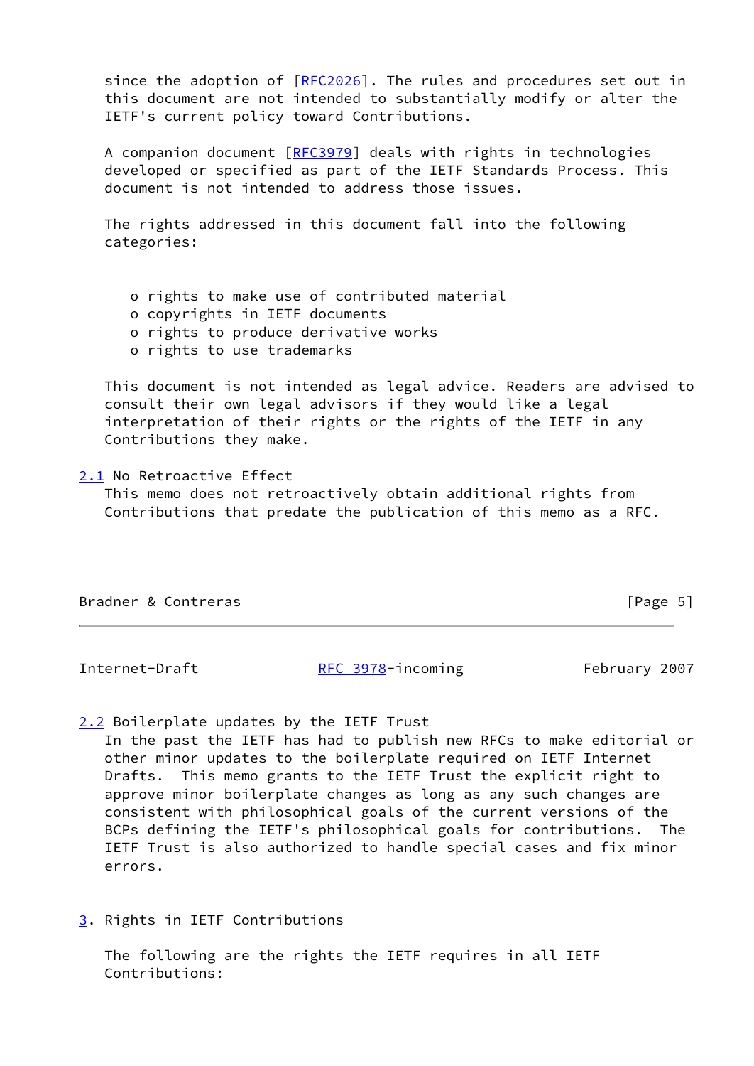since the adoption of [RFC2026]. The rules and procedures set out in this document are not intended to substantially modify or alter the IETF's current policy toward Contributions.

A companion document [RFC3979] deals with rights in technologies developed or specified as part of the IETF Standards Process. This document is not intended to address those issues.

The rights addressed in this document fall into the following categories:

- rights to make use of contributed material
- copyrights in IETF documents
- rights to produce derivative works
- rights to use trademarks

This document is not intended as legal advice. Readers are advised to consult their own legal advisors if they would like a legal interpretation of their rights or the rights of the IETF in any Contributions they make.

### 2.1 No Retroactive Effect

This memo does not retroactively obtain additional rights from Contributions that predate the publication of this memo as a RFC.

### 2.2 Boilerplate updates by the IETF Trust

In the past the IETF has had to publish new RFCs to make editorial or other minor updates to the boilerplate required on IETF Internet Drafts. This memo grants to the IETF Trust the explicit right to approve minor boilerplate changes as long as any such changes are consistent with philosophical goals of the current versions of the BCPs defining the IETF's philosophical goals for contributions. The IETF Trust is also authorized to handle special cases and fix minor errors.

## 3. Rights in IETF Contributions

The following are the rights the IETF requires in all IETF Contributions: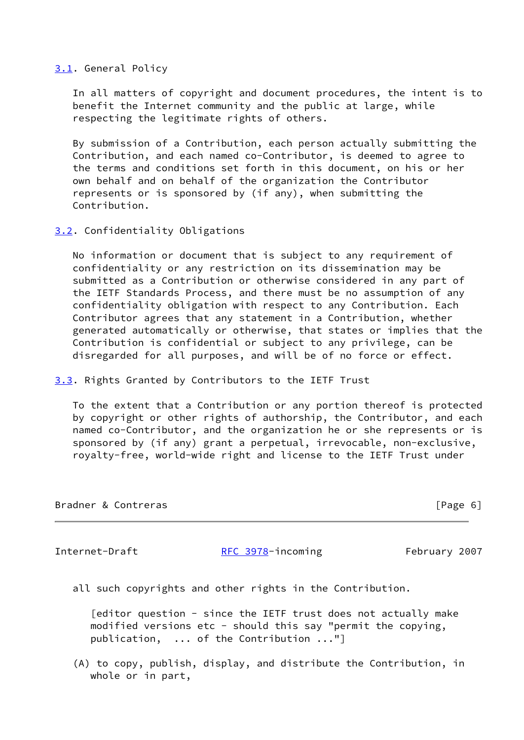## 3.1. General Policy

In all matters of copyright and document procedures, the intent is to benefit the Internet community and the public at large, while respecting the legitimate rights of others.

By submission of a Contribution, each person actually submitting the Contribution, and each named co-Contributor, is deemed to agree to the terms and conditions set forth in this document, on his or her own behalf and on behalf of the organization the Contributor represents or is sponsored by (if any), when submitting the Contribution.

## 3.2. Confidentiality Obligations

No information or document that is subject to any requirement of confidentiality or any restriction on its dissemination may be submitted as a Contribution or otherwise considered in any part of the IETF Standards Process, and there must be no assumption of any confidentiality obligation with respect to any Contribution. Each Contributor agrees that any statement in a Contribution, whether generated automatically or otherwise, that states or implies that the Contribution is confidential or subject to any privilege, can be disregarded for all purposes, and will be of no force or effect.

## 3.3. Rights Granted by Contributors to the IETF Trust

To the extent that a Contribution or any portion thereof is protected by copyright or other rights of authorship, the Contributor, and each named co-Contributor, and the organization he or she represents or is sponsored by (if any) grant a perpetual, irrevocable, non-exclusive, royalty-free, world-wide right and license to the IETF Trust under all such copyrights and other rights in the Contribution.

> [editor question - since the IETF trust does not actually make modified versions etc - should this say "permit the copying, publication, ... of the Contribution ..."]

(A) to copy, publish, display, and distribute the Contribution, in whole or in part,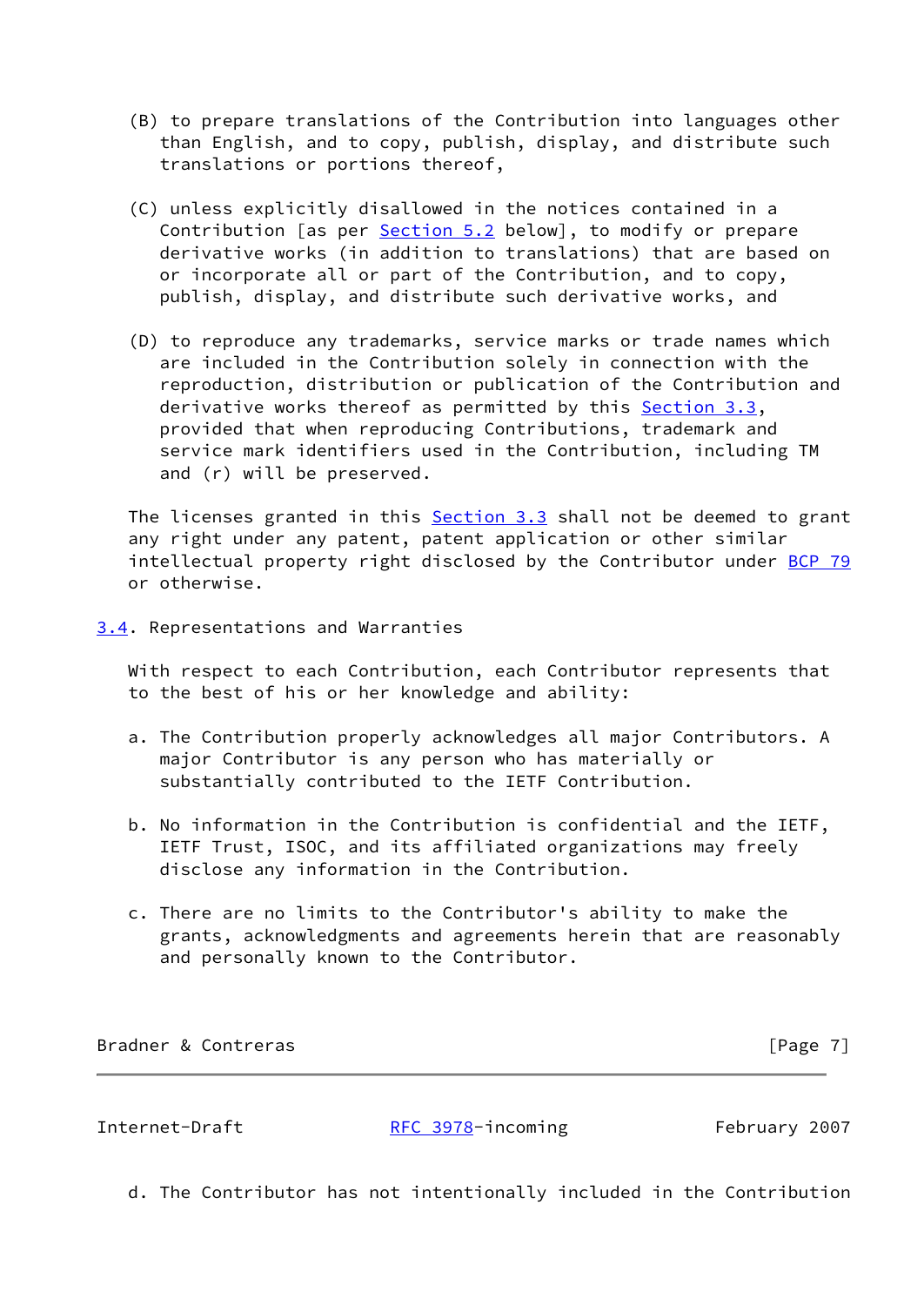(B) to prepare translations of the Contribution into languages other than English, and to copy, publish, display, and distribute such translations or portions thereof,

(C) unless explicitly disallowed in the notices contained in a Contribution [as per Section 5.2 below], to modify or prepare derivative works (in addition to translations) that are based on or incorporate all or part of the Contribution, and to copy, publish, display, and distribute such derivative works, and

(D) to reproduce any trademarks, service marks or trade names which are included in the Contribution solely in connection with the reproduction, distribution or publication of the Contribution and derivative works thereof as permitted by this Section 3.3, provided that when reproducing Contributions, trademark and service mark identifiers used in the Contribution, including TM and (r) will be preserved.

The licenses granted in this Section 3.3 shall not be deemed to grant any right under any patent, patent application or other similar intellectual property right disclosed by the Contributor under BCP 79 or otherwise.

### 3.4. Representations and Warranties

With respect to each Contribution, each Contributor represents that to the best of his or her knowledge and ability:

a. The Contribution properly acknowledges all major Contributors. A major Contributor is any person who has materially or substantially contributed to the IETF Contribution.

b. No information in the Contribution is confidential and the IETF, IETF Trust, ISOC, and its affiliated organizations may freely disclose any information in the Contribution.

c. There are no limits to the Contributor's ability to make the grants, acknowledgments and agreements herein that are reasonably and personally known to the Contributor.

d. The Contributor has not intentionally included in the Contribution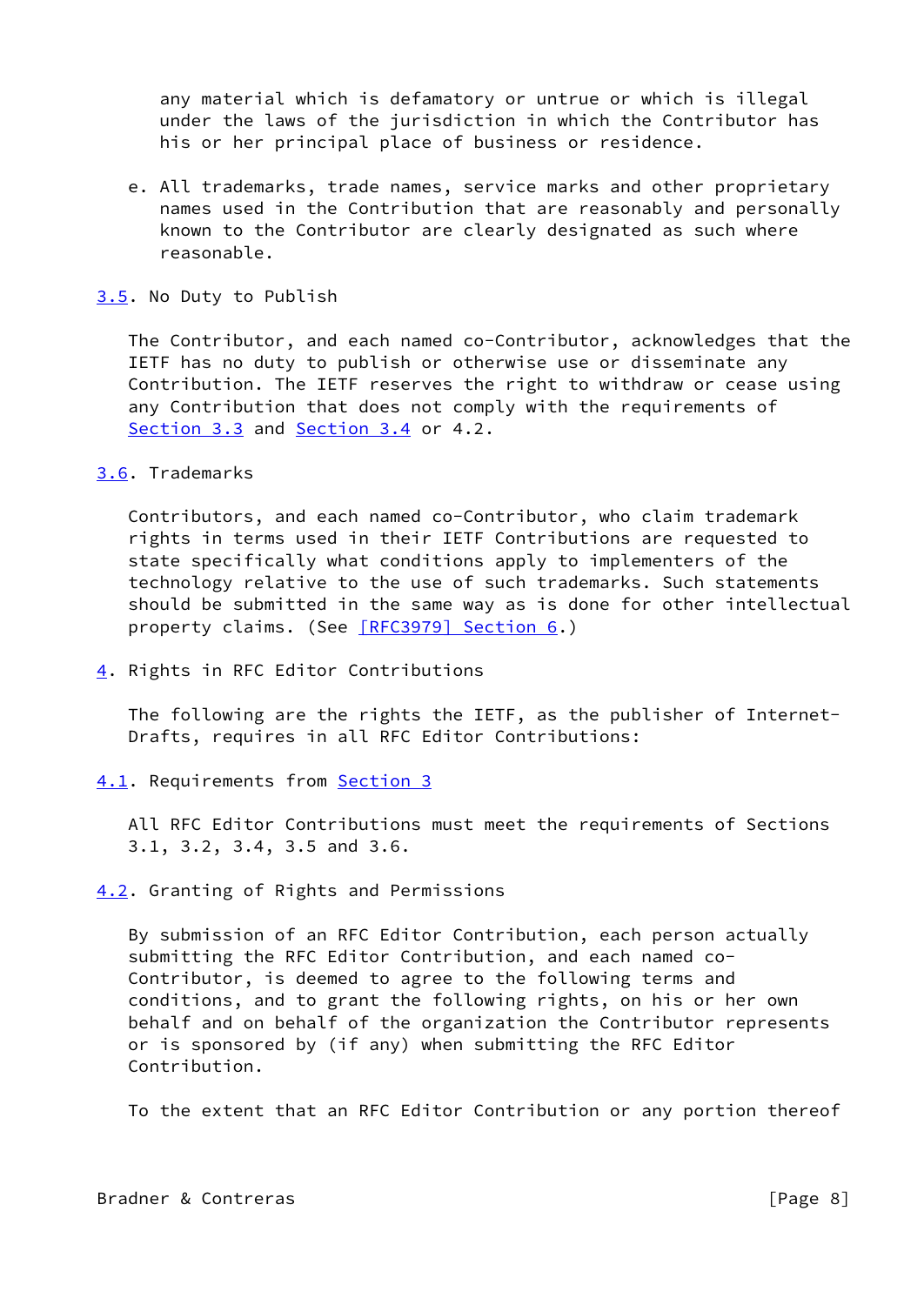any material which is defamatory or untrue or which is illegal under the laws of the jurisdiction in which the Contributor has his or her principal place of business or residence.

e. All trademarks, trade names, service marks and other proprietary names used in the Contribution that are reasonably and personally known to the Contributor are clearly designated as such where reasonable.

### 3.5. No Duty to Publish

The Contributor, and each named co-Contributor, acknowledges that the IETF has no duty to publish or otherwise use or disseminate any Contribution. The IETF reserves the right to withdraw or cease using any Contribution that does not comply with the requirements of Section 3.3 and Section 3.4 or 4.2.

### 3.6. Trademarks

Contributors, and each named co-Contributor, who claim trademark rights in terms used in their IETF Contributions are requested to state specifically what conditions apply to implementers of the technology relative to the use of such trademarks. Such statements should be submitted in the same way as is done for other intellectual property claims. (See [RFC3979] Section 6.)

## 4. Rights in RFC Editor Contributions

The following are the rights the IETF, as the publisher of Internet-Drafts, requires in all RFC Editor Contributions:

### 4.1. Requirements from Section 3

All RFC Editor Contributions must meet the requirements of Sections 3.1, 3.2, 3.4, 3.5 and 3.6.

### 4.2. Granting of Rights and Permissions

By submission of an RFC Editor Contribution, each person actually submitting the RFC Editor Contribution, and each named co-Contributor, is deemed to agree to the following terms and conditions, and to grant the following rights, on his or her own behalf and on behalf of the organization the Contributor represents or is sponsored by (if any) when submitting the RFC Editor Contribution.

To the extent that an RFC Editor Contribution or any portion thereof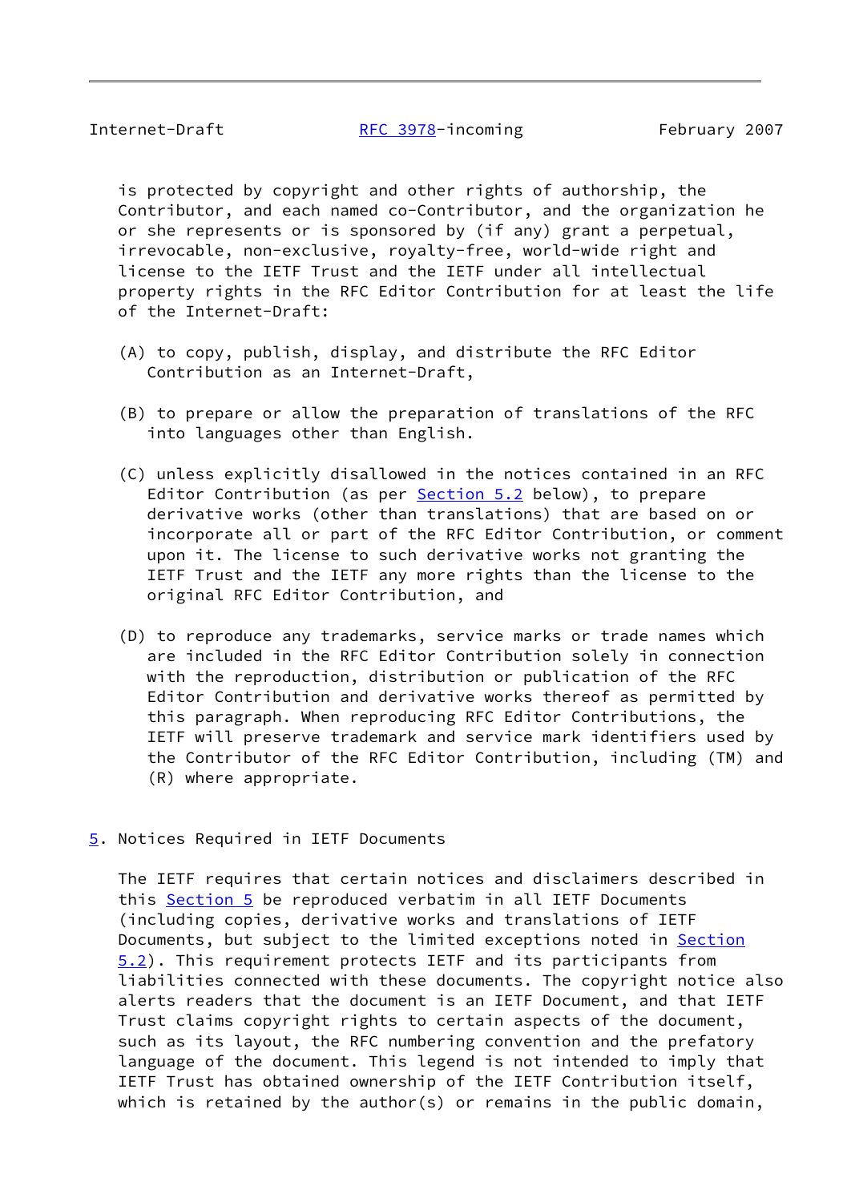is protected by copyright and other rights of authorship, the Contributor, and each named co-Contributor, and the organization he or she represents or is sponsored by (if any) grant a perpetual, irrevocable, non-exclusive, royalty-free, world-wide right and license to the IETF Trust and the IETF under all intellectual property rights in the RFC Editor Contribution for at least the life of the Internet-Draft:

(A) to copy, publish, display, and distribute the RFC Editor Contribution as an Internet-Draft,

(B) to prepare or allow the preparation of translations of the RFC into languages other than English.

(C) unless explicitly disallowed in the notices contained in an RFC Editor Contribution (as per Section 5.2 below), to prepare derivative works (other than translations) that are based on or incorporate all or part of the RFC Editor Contribution, or comment upon it. The license to such derivative works not granting the IETF Trust and the IETF any more rights than the license to the original RFC Editor Contribution, and

(D) to reproduce any trademarks, service marks or trade names which are included in the RFC Editor Contribution solely in connection with the reproduction, distribution or publication of the RFC Editor Contribution and derivative works thereof as permitted by this paragraph. When reproducing RFC Editor Contributions, the IETF will preserve trademark and service mark identifiers used by the Contributor of the RFC Editor Contribution, including (TM) and (R) where appropriate.

## 5. Notices Required in IETF Documents

The IETF requires that certain notices and disclaimers described in this Section 5 be reproduced verbatim in all IETF Documents (including copies, derivative works and translations of IETF Documents, but subject to the limited exceptions noted in Section 5.2). This requirement protects IETF and its participants from liabilities connected with these documents. The copyright notice also alerts readers that the document is an IETF Document, and that IETF Trust claims copyright rights to certain aspects of the document, such as its layout, the RFC numbering convention and the prefatory language of the document. This legend is not intended to imply that IETF Trust has obtained ownership of the IETF Contribution itself, which is retained by the author(s) or remains in the public domain,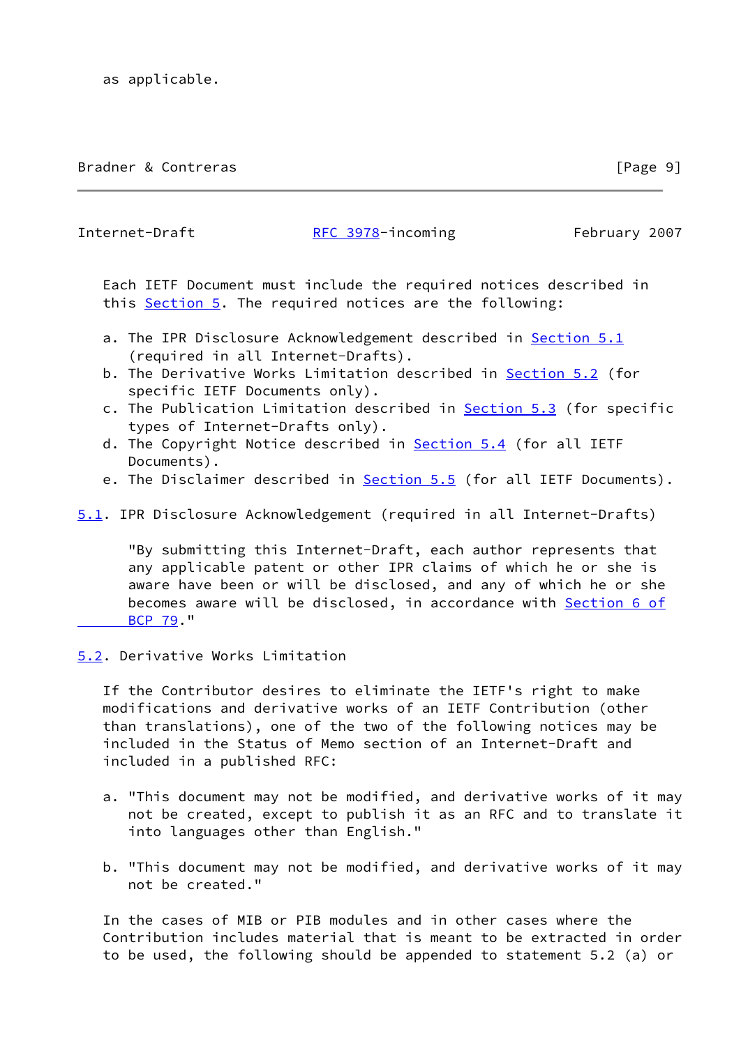as applicable.

Each IETF Document must include the required notices described in this Section 5. The required notices are the following:

a. The IPR Disclosure Acknowledgement described in Section 5.1 (required in all Internet-Drafts).
b. The Derivative Works Limitation described in Section 5.2 (for specific IETF Documents only).
c. The Publication Limitation described in Section 5.3 (for specific types of Internet-Drafts only).
d. The Copyright Notice described in Section 5.4 (for all IETF Documents).
e. The Disclaimer described in Section 5.5 (for all IETF Documents).

## 5.1. IPR Disclosure Acknowledgement (required in all Internet-Drafts)

"By submitting this Internet-Draft, each author represents that any applicable patent or other IPR claims of which he or she is aware have been or will be disclosed, and any of which he or she becomes aware will be disclosed, in accordance with Section 6 of BCP 79."

## 5.2. Derivative Works Limitation

If the Contributor desires to eliminate the IETF's right to make modifications and derivative works of an IETF Contribution (other than translations), one of the two of the following notices may be included in the Status of Memo section of an Internet-Draft and included in a published RFC:

a. "This document may not be modified, and derivative works of it may not be created, except to publish it as an RFC and to translate it into languages other than English."

b. "This document may not be modified, and derivative works of it may not be created."

In the cases of MIB or PIB modules and in other cases where the Contribution includes material that is meant to be extracted in order to be used, the following should be appended to statement 5.2 (a) or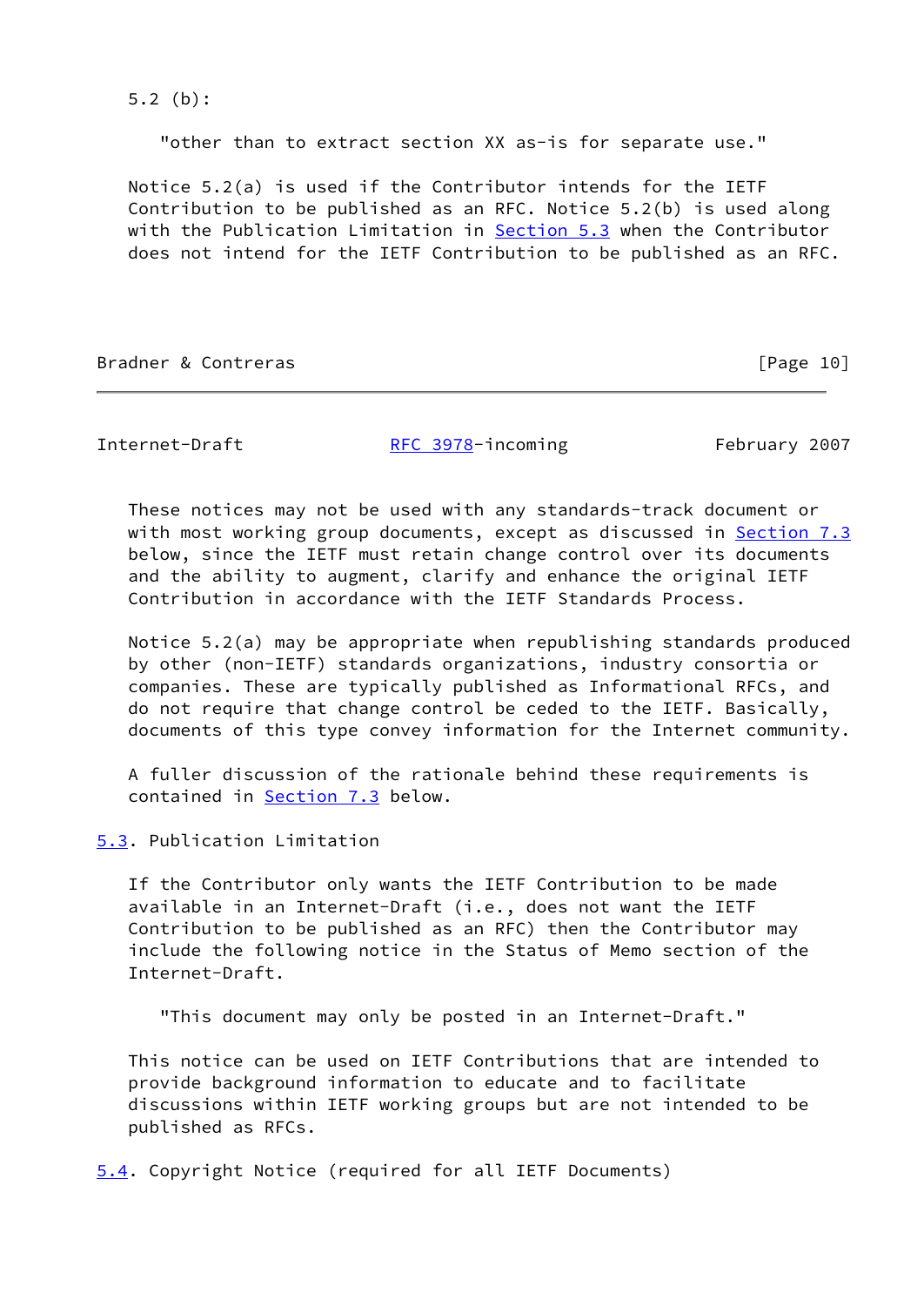5.2 (b):

"other than to extract section XX as-is for separate use."

Notice 5.2(a) is used if the Contributor intends for the IETF Contribution to be published as an RFC. Notice 5.2(b) is used along with the Publication Limitation in Section 5.3 when the Contributor does not intend for the IETF Contribution to be published as an RFC.

These notices may not be used with any standards-track document or with most working group documents, except as discussed in Section 7.3 below, since the IETF must retain change control over its documents and the ability to augment, clarify and enhance the original IETF Contribution in accordance with the IETF Standards Process.

Notice 5.2(a) may be appropriate when republishing standards produced by other (non-IETF) standards organizations, industry consortia or companies. These are typically published as Informational RFCs, and do not require that change control be ceded to the IETF. Basically, documents of this type convey information for the Internet community.

A fuller discussion of the rationale behind these requirements is contained in Section 7.3 below.

### 5.3. Publication Limitation

If the Contributor only wants the IETF Contribution to be made available in an Internet-Draft (i.e., does not want the IETF Contribution to be published as an RFC) then the Contributor may include the following notice in the Status of Memo section of the Internet-Draft.

"This document may only be posted in an Internet-Draft."

This notice can be used on IETF Contributions that are intended to provide background information to educate and to facilitate discussions within IETF working groups but are not intended to be published as RFCs.

### 5.4. Copyright Notice (required for all IETF Documents)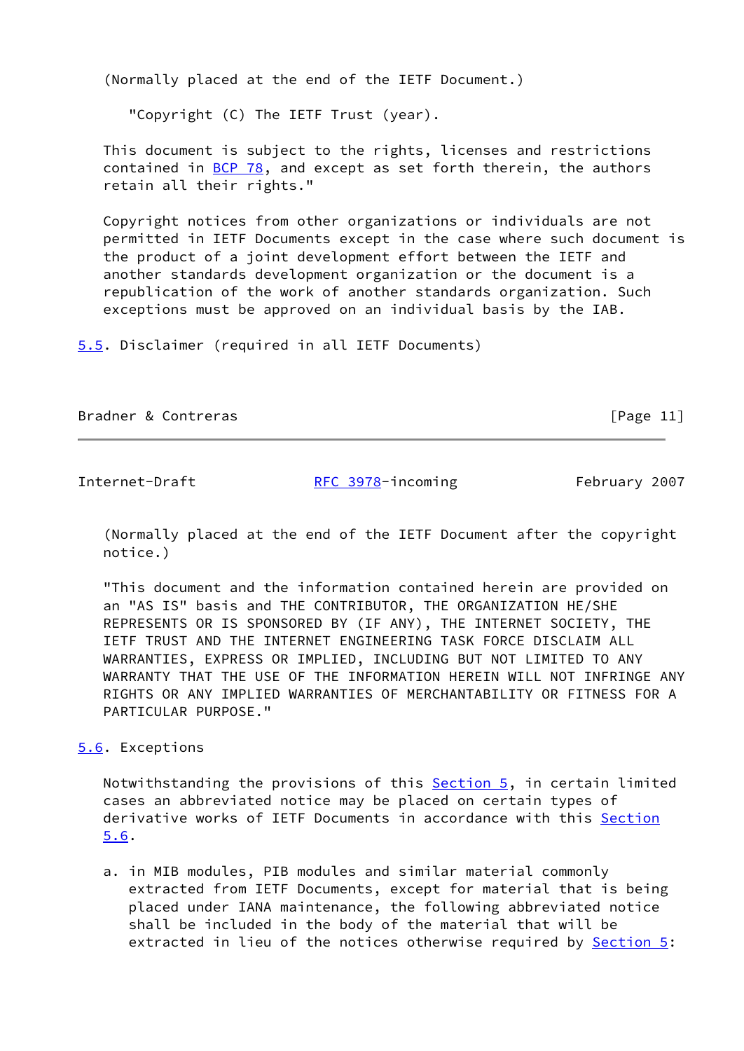(Normally placed at the end of the IETF Document.)

"Copyright (C) The IETF Trust (year).

This document is subject to the rights, licenses and restrictions contained in BCP 78, and except as set forth therein, the authors retain all their rights."

Copyright notices from other organizations or individuals are not permitted in IETF Documents except in the case where such document is the product of a joint development effort between the IETF and another standards development organization or the document is a republication of the work of another standards organization. Such exceptions must be approved on an individual basis by the IAB.

### 5.5. Disclaimer (required in all IETF Documents)

(Normally placed at the end of the IETF Document after the copyright notice.)

"This document and the information contained herein are provided on an "AS IS" basis and THE CONTRIBUTOR, THE ORGANIZATION HE/SHE REPRESENTS OR IS SPONSORED BY (IF ANY), THE INTERNET SOCIETY, THE IETF TRUST AND THE INTERNET ENGINEERING TASK FORCE DISCLAIM ALL WARRANTIES, EXPRESS OR IMPLIED, INCLUDING BUT NOT LIMITED TO ANY WARRANTY THAT THE USE OF THE INFORMATION HEREIN WILL NOT INFRINGE ANY RIGHTS OR ANY IMPLIED WARRANTIES OF MERCHANTABILITY OR FITNESS FOR A PARTICULAR PURPOSE."

### 5.6. Exceptions

Notwithstanding the provisions of this Section 5, in certain limited cases an abbreviated notice may be placed on certain types of derivative works of IETF Documents in accordance with this Section 5.6.

a. in MIB modules, PIB modules and similar material commonly extracted from IETF Documents, except for material that is being placed under IANA maintenance, the following abbreviated notice shall be included in the body of the material that will be extracted in lieu of the notices otherwise required by Section 5: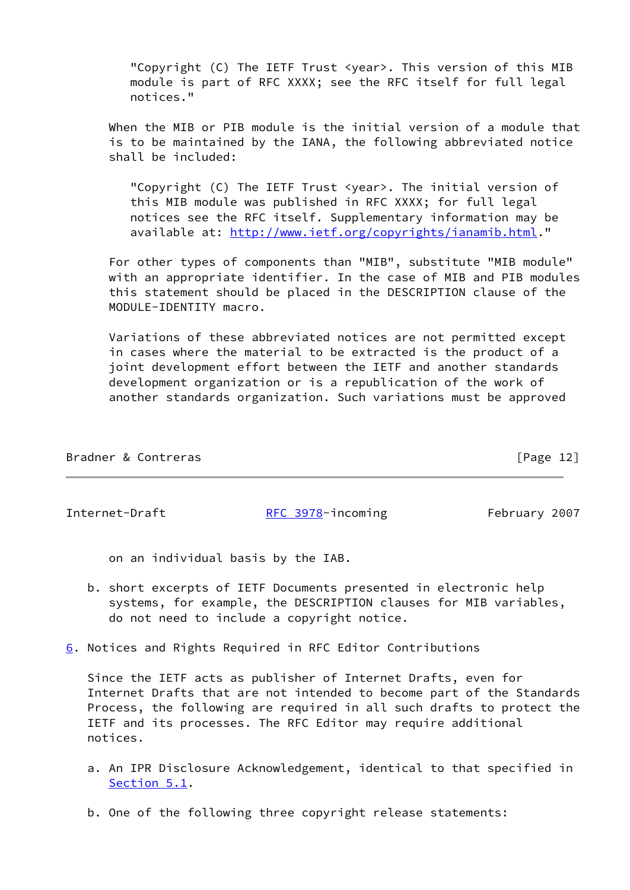"Copyright (C) The IETF Trust <year>. This version of this MIB module is part of RFC XXXX; see the RFC itself for full legal notices."

When the MIB or PIB module is the initial version of a module that is to be maintained by the IANA, the following abbreviated notice shall be included:

"Copyright (C) The IETF Trust <year>. The initial version of this MIB module was published in RFC XXXX; for full legal notices see the RFC itself. Supplementary information may be available at: http://www.ietf.org/copyrights/ianamib.html."

For other types of components than "MIB", substitute "MIB module" with an appropriate identifier. In the case of MIB and PIB modules this statement should be placed in the DESCRIPTION clause of the MODULE-IDENTITY macro.

Variations of these abbreviated notices are not permitted except in cases where the material to be extracted is the product of a joint development effort between the IETF and another standards development organization or is a republication of the work of another standards organization. Such variations must be approved on an individual basis by the IAB.

b. short excerpts of IETF Documents presented in electronic help systems, for example, the DESCRIPTION clauses for MIB variables, do not need to include a copyright notice.

## 6. Notices and Rights Required in RFC Editor Contributions

Since the IETF acts as publisher of Internet Drafts, even for Internet Drafts that are not intended to become part of the Standards Process, the following are required in all such drafts to protect the IETF and its processes. The RFC Editor may require additional notices.

a. An IPR Disclosure Acknowledgement, identical to that specified in Section 5.1.

b. One of the following three copyright release statements: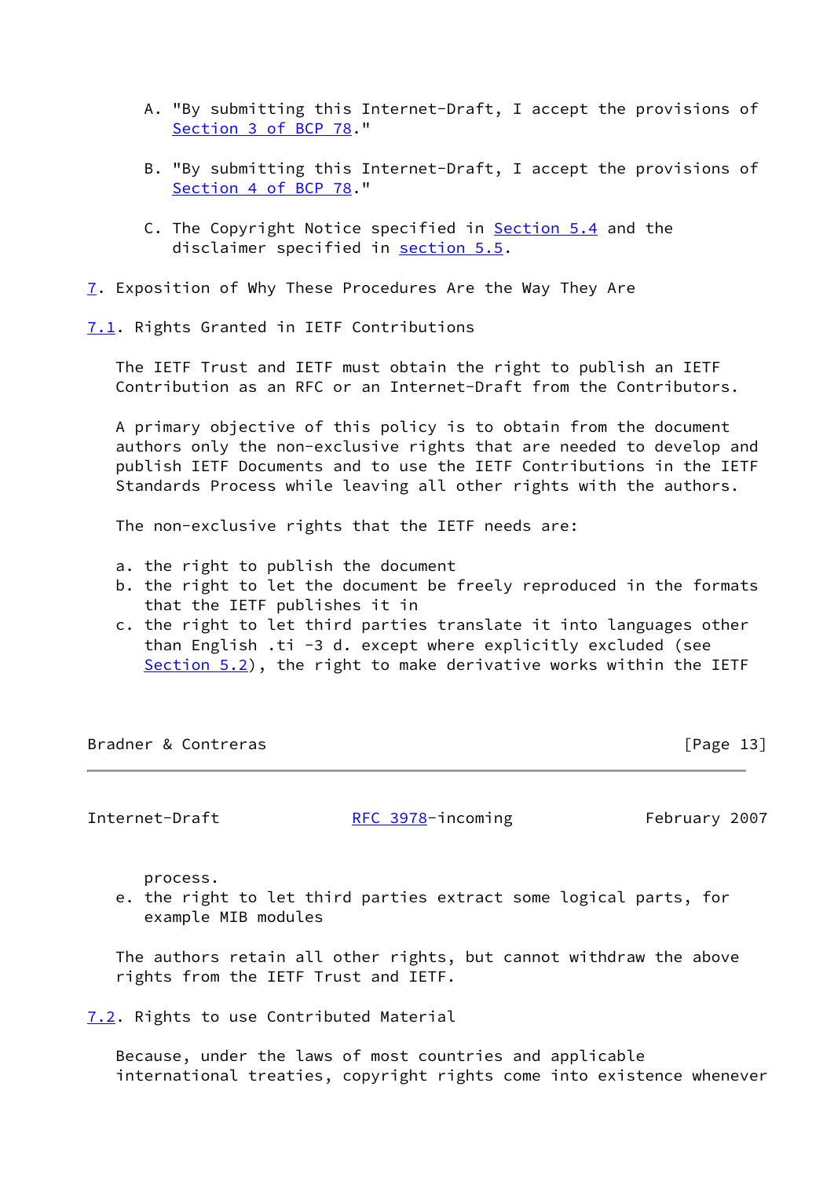A. "By submitting this Internet-Draft, I accept the provisions of Section 3 of BCP 78."

B. "By submitting this Internet-Draft, I accept the provisions of Section 4 of BCP 78."

C. The Copyright Notice specified in Section 5.4 and the disclaimer specified in section 5.5.

## 7. Exposition of Why These Procedures Are the Way They Are

### 7.1. Rights Granted in IETF Contributions

The IETF Trust and IETF must obtain the right to publish an IETF Contribution as an RFC or an Internet-Draft from the Contributors.

A primary objective of this policy is to obtain from the document authors only the non-exclusive rights that are needed to develop and publish IETF Documents and to use the IETF Contributions in the IETF Standards Process while leaving all other rights with the authors.

The non-exclusive rights that the IETF needs are:

a. the right to publish the document
b. the right to let the document be freely reproduced in the formats that the IETF publishes it in
c. the right to let third parties translate it into languages other than English .ti -3 d. except where explicitly excluded (see Section 5.2), the right to make derivative works within the IETF process.
e. the right to let third parties extract some logical parts, for example MIB modules

The authors retain all other rights, but cannot withdraw the above rights from the IETF Trust and IETF.

### 7.2. Rights to use Contributed Material

Because, under the laws of most countries and applicable international treaties, copyright rights come into existence whenever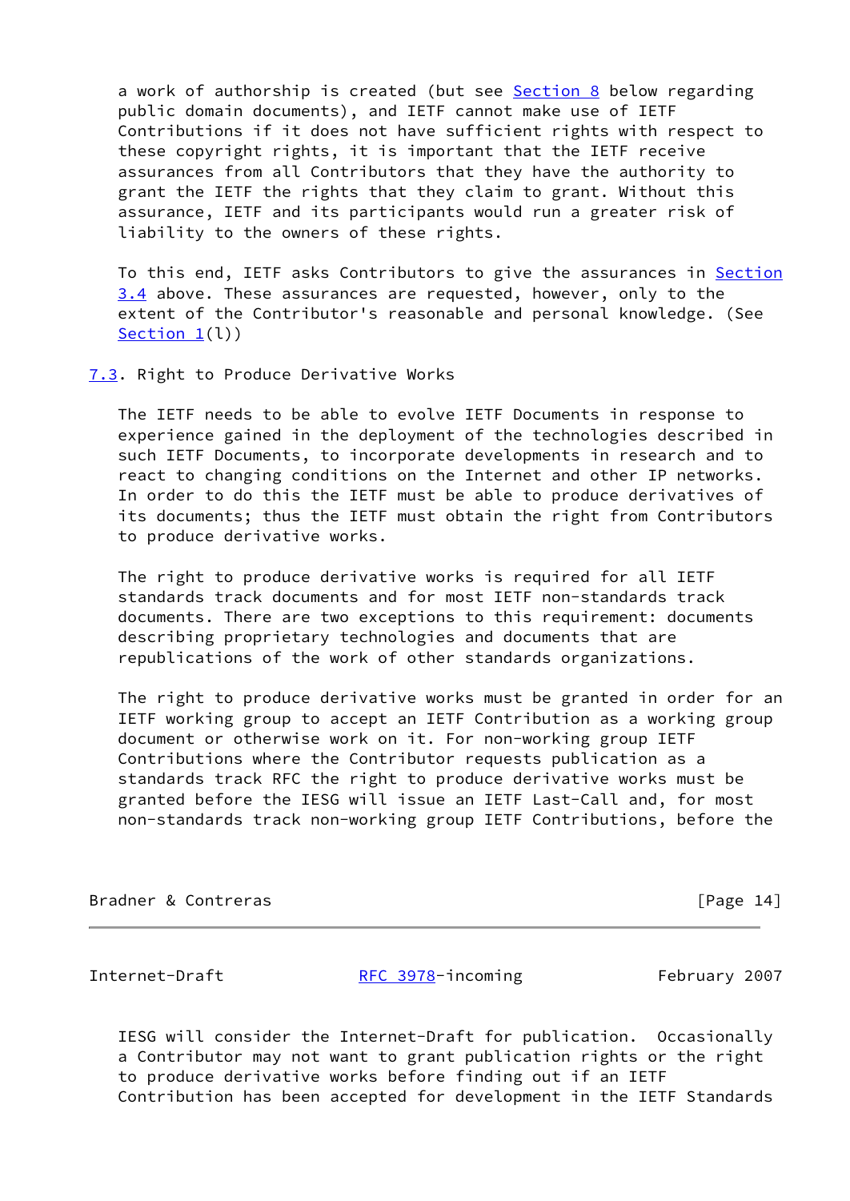a work of authorship is created (but see Section 8 below regarding public domain documents), and IETF cannot make use of IETF Contributions if it does not have sufficient rights with respect to these copyright rights, it is important that the IETF receive assurances from all Contributors that they have the authority to grant the IETF the rights that they claim to grant. Without this assurance, IETF and its participants would run a greater risk of liability to the owners of these rights.

To this end, IETF asks Contributors to give the assurances in Section 3.4 above. These assurances are requested, however, only to the extent of the Contributor's reasonable and personal knowledge. (See Section 1(l))

### 7.3. Right to Produce Derivative Works

The IETF needs to be able to evolve IETF Documents in response to experience gained in the deployment of the technologies described in such IETF Documents, to incorporate developments in research and to react to changing conditions on the Internet and other IP networks. In order to do this the IETF must be able to produce derivatives of its documents; thus the IETF must obtain the right from Contributors to produce derivative works.

The right to produce derivative works is required for all IETF standards track documents and for most IETF non-standards track documents. There are two exceptions to this requirement: documents describing proprietary technologies and documents that are republications of the work of other standards organizations.

The right to produce derivative works must be granted in order for an IETF working group to accept an IETF Contribution as a working group document or otherwise work on it. For non-working group IETF Contributions where the Contributor requests publication as a standards track RFC the right to produce derivative works must be granted before the IESG will issue an IETF Last-Call and, for most non-standards track non-working group IETF Contributions, before the IESG will consider the Internet-Draft for publication. Occasionally a Contributor may not want to grant publication rights or the right to produce derivative works before finding out if an IETF Contribution has been accepted for development in the IETF Standards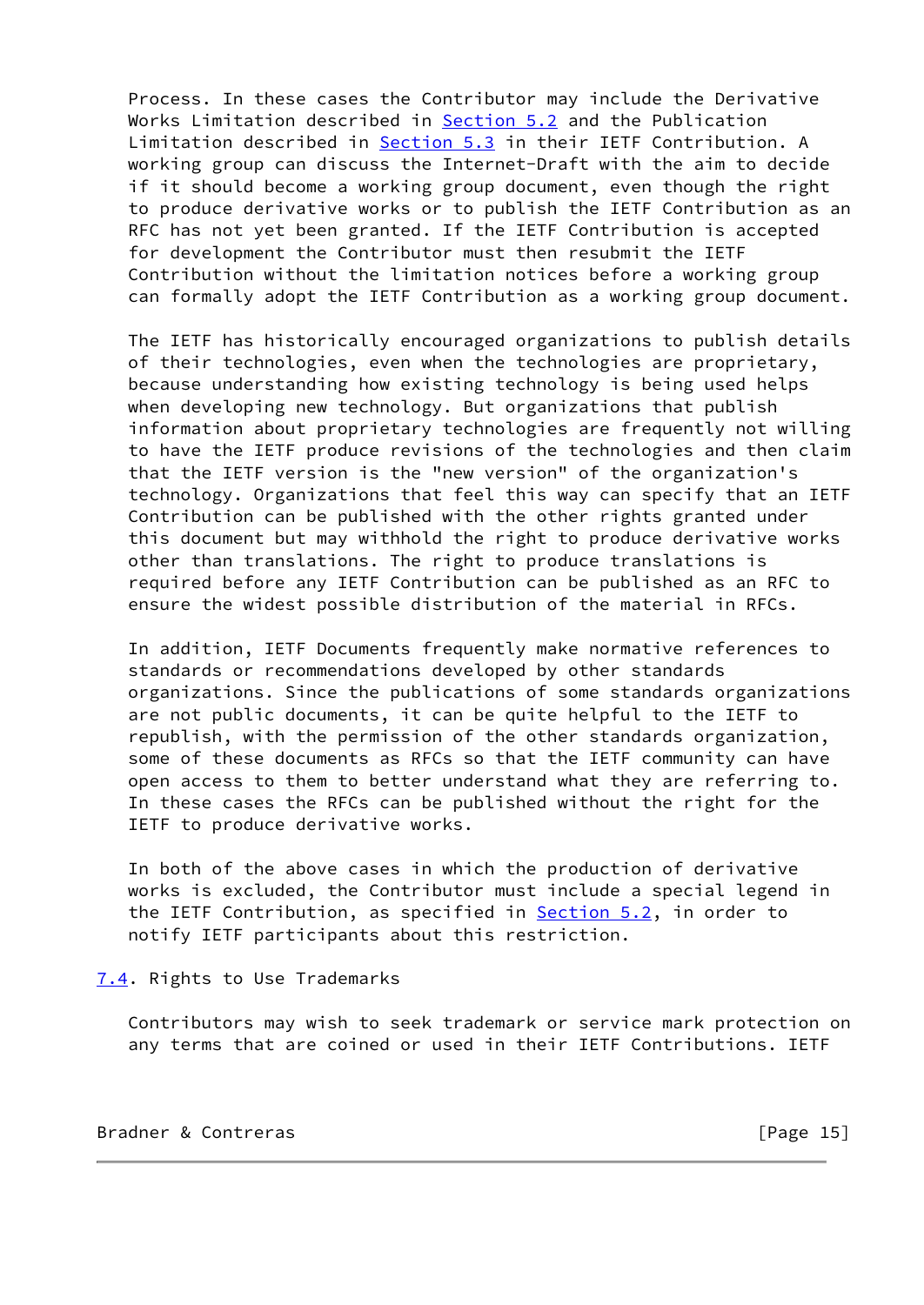Process. In these cases the Contributor may include the Derivative Works Limitation described in Section 5.2 and the Publication Limitation described in Section 5.3 in their IETF Contribution. A working group can discuss the Internet-Draft with the aim to decide if it should become a working group document, even though the right to produce derivative works or to publish the IETF Contribution as an RFC has not yet been granted. If the IETF Contribution is accepted for development the Contributor must then resubmit the IETF Contribution without the limitation notices before a working group can formally adopt the IETF Contribution as a working group document.

The IETF has historically encouraged organizations to publish details of their technologies, even when the technologies are proprietary, because understanding how existing technology is being used helps when developing new technology. But organizations that publish information about proprietary technologies are frequently not willing to have the IETF produce revisions of the technologies and then claim that the IETF version is the "new version" of the organization's technology. Organizations that feel this way can specify that an IETF Contribution can be published with the other rights granted under this document but may withhold the right to produce derivative works other than translations. The right to produce translations is required before any IETF Contribution can be published as an RFC to ensure the widest possible distribution of the material in RFCs.

In addition, IETF Documents frequently make normative references to standards or recommendations developed by other standards organizations. Since the publications of some standards organizations are not public documents, it can be quite helpful to the IETF to republish, with the permission of the other standards organization, some of these documents as RFCs so that the IETF community can have open access to them to better understand what they are referring to. In these cases the RFCs can be published without the right for the IETF to produce derivative works.

In both of the above cases in which the production of derivative works is excluded, the Contributor must include a special legend in the IETF Contribution, as specified in Section 5.2, in order to notify IETF participants about this restriction.

### 7.4. Rights to Use Trademarks

Contributors may wish to seek trademark or service mark protection on any terms that are coined or used in their IETF Contributions. IETF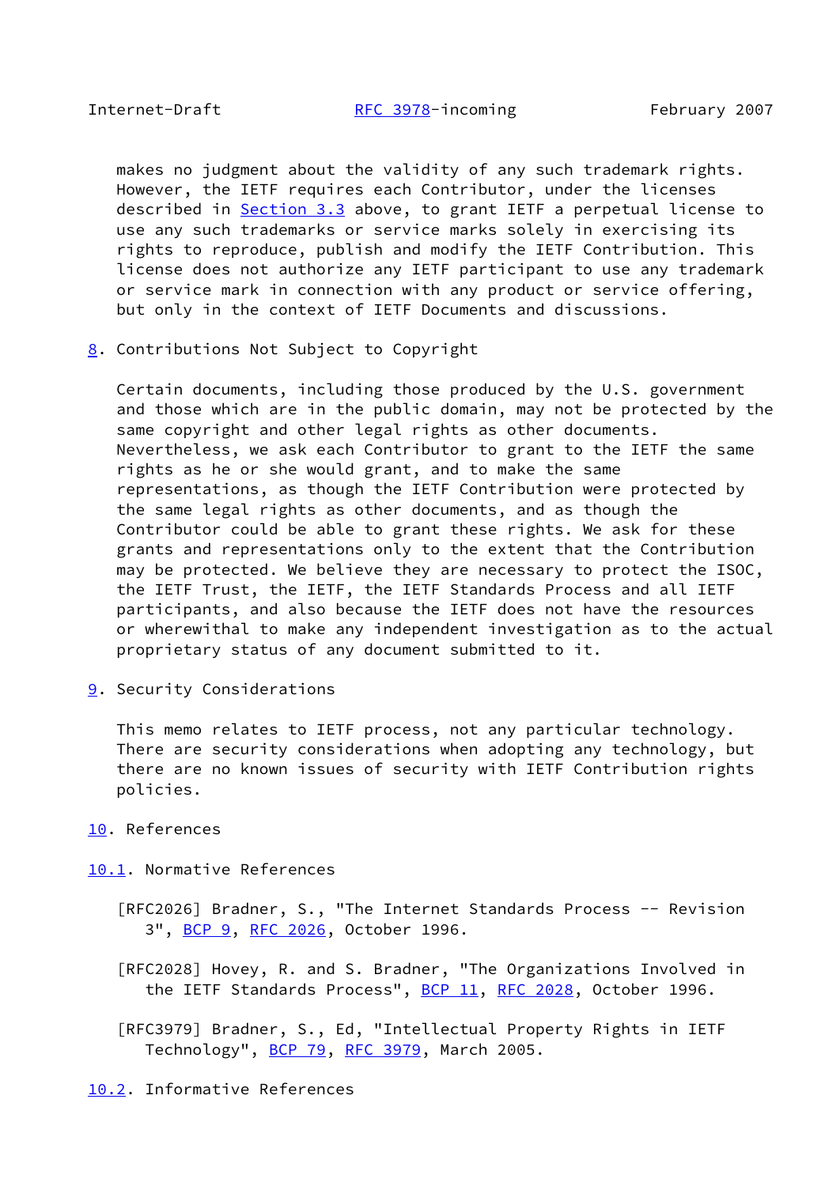makes no judgment about the validity of any such trademark rights. However, the IETF requires each Contributor, under the licenses described in Section 3.3 above, to grant IETF a perpetual license to use any such trademarks or service marks solely in exercising its rights to reproduce, publish and modify the IETF Contribution. This license does not authorize any IETF participant to use any trademark or service mark in connection with any product or service offering, but only in the context of IETF Documents and discussions.

## 8. Contributions Not Subject to Copyright

Certain documents, including those produced by the U.S. government and those which are in the public domain, may not be protected by the same copyright and other legal rights as other documents. Nevertheless, we ask each Contributor to grant to the IETF the same rights as he or she would grant, and to make the same representations, as though the IETF Contribution were protected by the same legal rights as other documents, and as though the Contributor could be able to grant these rights. We ask for these grants and representations only to the extent that the Contribution may be protected. We believe they are necessary to protect the ISOC, the IETF Trust, the IETF, the IETF Standards Process and all IETF participants, and also because the IETF does not have the resources or wherewithal to make any independent investigation as to the actual proprietary status of any document submitted to it.

## 9. Security Considerations

This memo relates to IETF process, not any particular technology. There are security considerations when adopting any technology, but there are no known issues of security with IETF Contribution rights policies.

## 10. References

### 10.1. Normative References

[RFC2026] Bradner, S., "The Internet Standards Process -- Revision 3", BCP 9, RFC 2026, October 1996.

[RFC2028] Hovey, R. and S. Bradner, "The Organizations Involved in the IETF Standards Process", BCP 11, RFC 2028, October 1996.

[RFC3979] Bradner, S., Ed, "Intellectual Property Rights in IETF Technology", BCP 79, RFC 3979, March 2005.

### 10.2. Informative References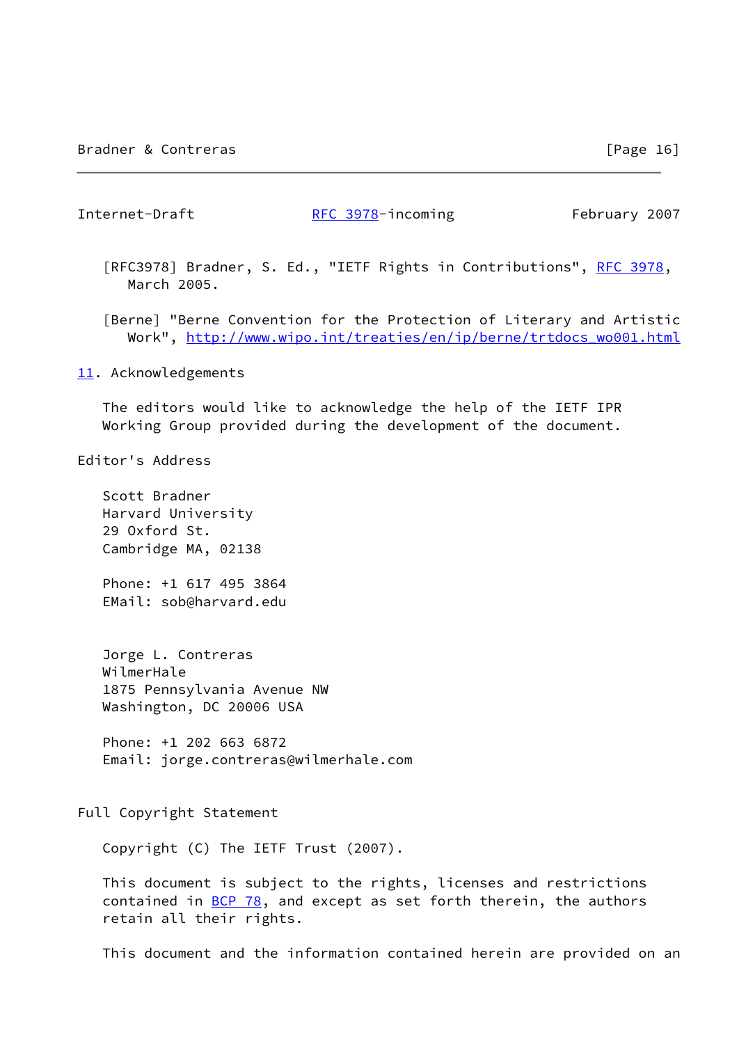[RFC3978] Bradner, S. Ed., "IETF Rights in Contributions", RFC 3978, March 2005.

[Berne] "Berne Convention for the Protection of Literary and Artistic Work", http://www.wipo.int/treaties/en/ip/berne/trtdocs_wo001.html

## 11. Acknowledgements

The editors would like to acknowledge the help of the IETF IPR Working Group provided during the development of the document.

## Editor's Address

Scott Bradner
Harvard University
29 Oxford St.
Cambridge MA, 02138

Phone: +1 617 495 3864
EMail: sob@harvard.edu

Jorge L. Contreras
WilmerHale
1875 Pennsylvania Avenue NW
Washington, DC 20006 USA

Phone: +1 202 663 6872
Email: jorge.contreras@wilmerhale.com

## Full Copyright Statement

Copyright (C) The IETF Trust (2007).

This document is subject to the rights, licenses and restrictions contained in BCP 78, and except as set forth therein, the authors retain all their rights.

This document and the information contained herein are provided on an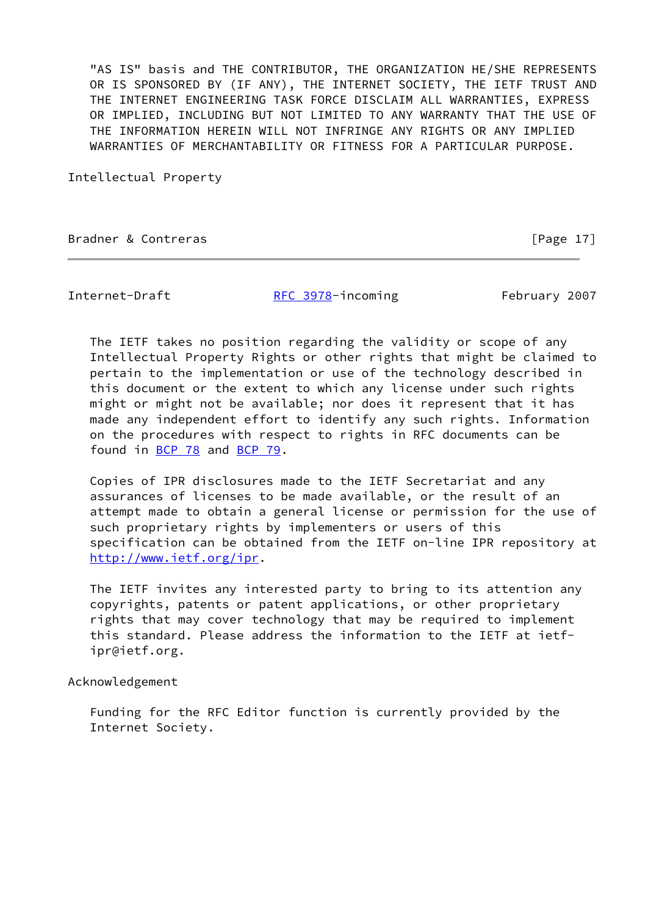"AS IS" basis and THE CONTRIBUTOR, THE ORGANIZATION HE/SHE REPRESENTS OR IS SPONSORED BY (IF ANY), THE INTERNET SOCIETY, THE IETF TRUST AND THE INTERNET ENGINEERING TASK FORCE DISCLAIM ALL WARRANTIES, EXPRESS OR IMPLIED, INCLUDING BUT NOT LIMITED TO ANY WARRANTY THAT THE USE OF THE INFORMATION HEREIN WILL NOT INFRINGE ANY RIGHTS OR ANY IMPLIED WARRANTIES OF MERCHANTABILITY OR FITNESS FOR A PARTICULAR PURPOSE.

## Intellectual Property

The IETF takes no position regarding the validity or scope of any Intellectual Property Rights or other rights that might be claimed to pertain to the implementation or use of the technology described in this document or the extent to which any license under such rights might or might not be available; nor does it represent that it has made any independent effort to identify any such rights. Information on the procedures with respect to rights in RFC documents can be found in BCP 78 and BCP 79.

Copies of IPR disclosures made to the IETF Secretariat and any assurances of licenses to be made available, or the result of an attempt made to obtain a general license or permission for the use of such proprietary rights by implementers or users of this specification can be obtained from the IETF on-line IPR repository at http://www.ietf.org/ipr.

The IETF invites any interested party to bring to its attention any copyrights, patents or patent applications, or other proprietary rights that may cover technology that may be required to implement this standard. Please address the information to the IETF at ietf-ipr@ietf.org.

## Acknowledgement

Funding for the RFC Editor function is currently provided by the Internet Society.